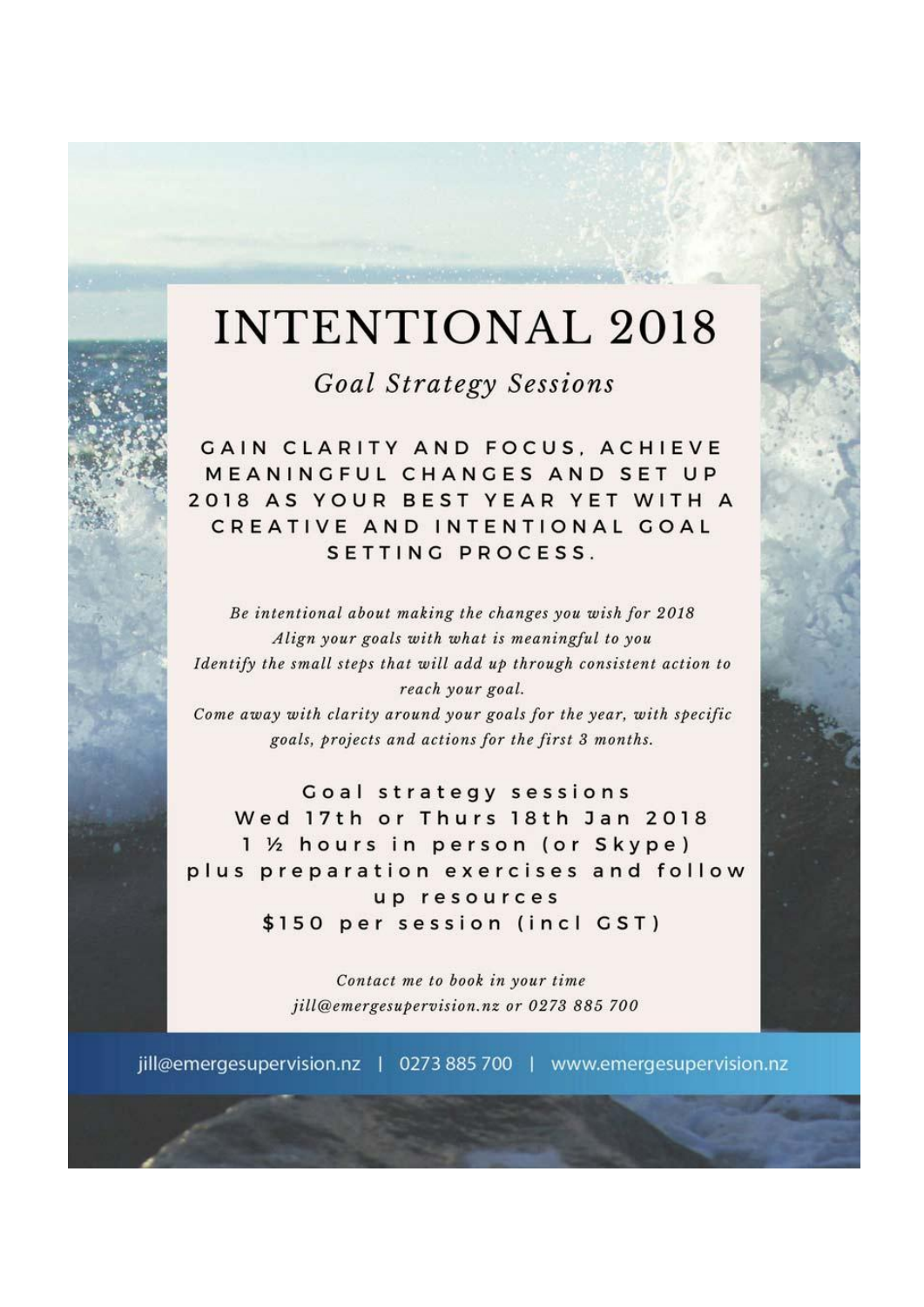# INTENTIONAL 2018

## *Goal Strategy Sessions*

**GAIN CLARITY AND FOCUS, ACHIEVE MEANINGFUL CHANGES AND SET UP 2018 AS YOUR BEST YEAR YET WITH A CREATIVE AND INTENTIONAL GOAL SETTING PROCESS.**

*Be intentional about making the changes you wish for 2018*
*Align your goals with what is meaningful to you*
*Identify the small steps that will add up through consistent action to reach your goal.*
*Come away with clarity around your goals for the year, with specific goals, projects and actions for the first 3 months.*

**Goal strategy sessions**
**Wed 17th or Thurs 18th Jan 2018**
**1 ½ hours in person (or Skype)**
**plus preparation exercises and follow up resources**
**$150 per session (incl GST)**

*Contact me to book in your time*
*jill@emergesupervision.nz or 0273 885 700*

jill@emergesupervision.nz | 0273 885 700 | www.emergesupervision.nz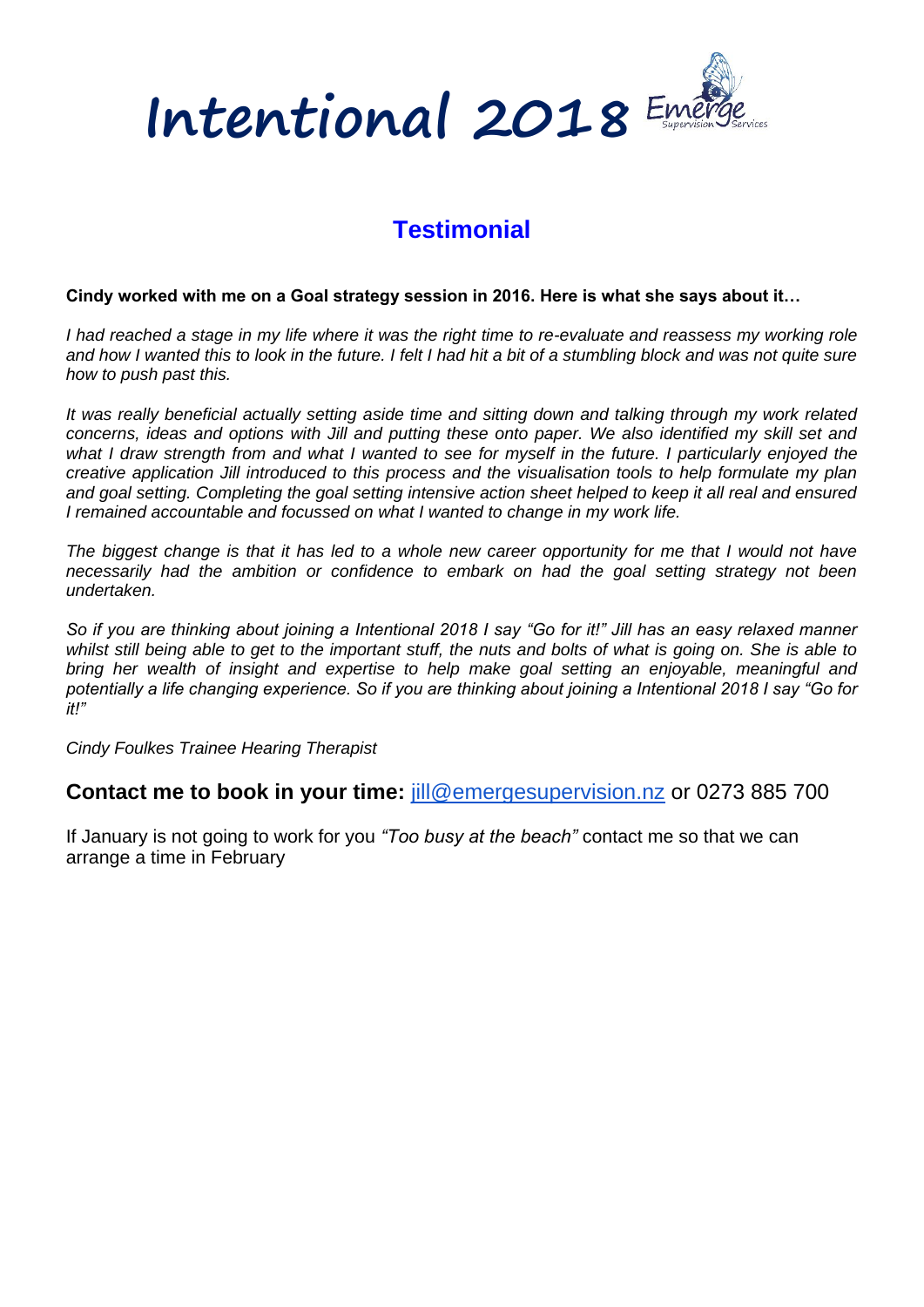# Intentional 2018

Emerge Supervision Services

## Testimonial

**Cindy worked with me on a Goal strategy session in 2016. Here is what she says about it…**

*I had reached a stage in my life where it was the right time to re-evaluate and reassess my working role and how I wanted this to look in the future. I felt I had hit a bit of a stumbling block and was not quite sure how to push past this.*

*It was really beneficial actually setting aside time and sitting down and talking through my work related concerns, ideas and options with Jill and putting these onto paper. We also identified my skill set and what I draw strength from and what I wanted to see for myself in the future. I particularly enjoyed the creative application Jill introduced to this process and the visualisation tools to help formulate my plan and goal setting. Completing the goal setting intensive action sheet helped to keep it all real and ensured I remained accountable and focussed on what I wanted to change in my work life.*

*The biggest change is that it has led to a whole new career opportunity for me that I would not have necessarily had the ambition or confidence to embark on had the goal setting strategy not been undertaken.*

*So if you are thinking about joining a Intentional 2018 I say "Go for it!" Jill has an easy relaxed manner whilst still being able to get to the important stuff, the nuts and bolts of what is going on. She is able to bring her wealth of insight and expertise to help make goal setting an enjoyable, meaningful and potentially a life changing experience. So if you are thinking about joining a Intentional 2018 I say "Go for it!"*

*Cindy Foulkes Trainee Hearing Therapist*

### **Contact me to book in your time:** jill@emergesupervision.nz or 0273 885 700

If January is not going to work for you *"Too busy at the beach"* contact me so that we can arrange a time in February